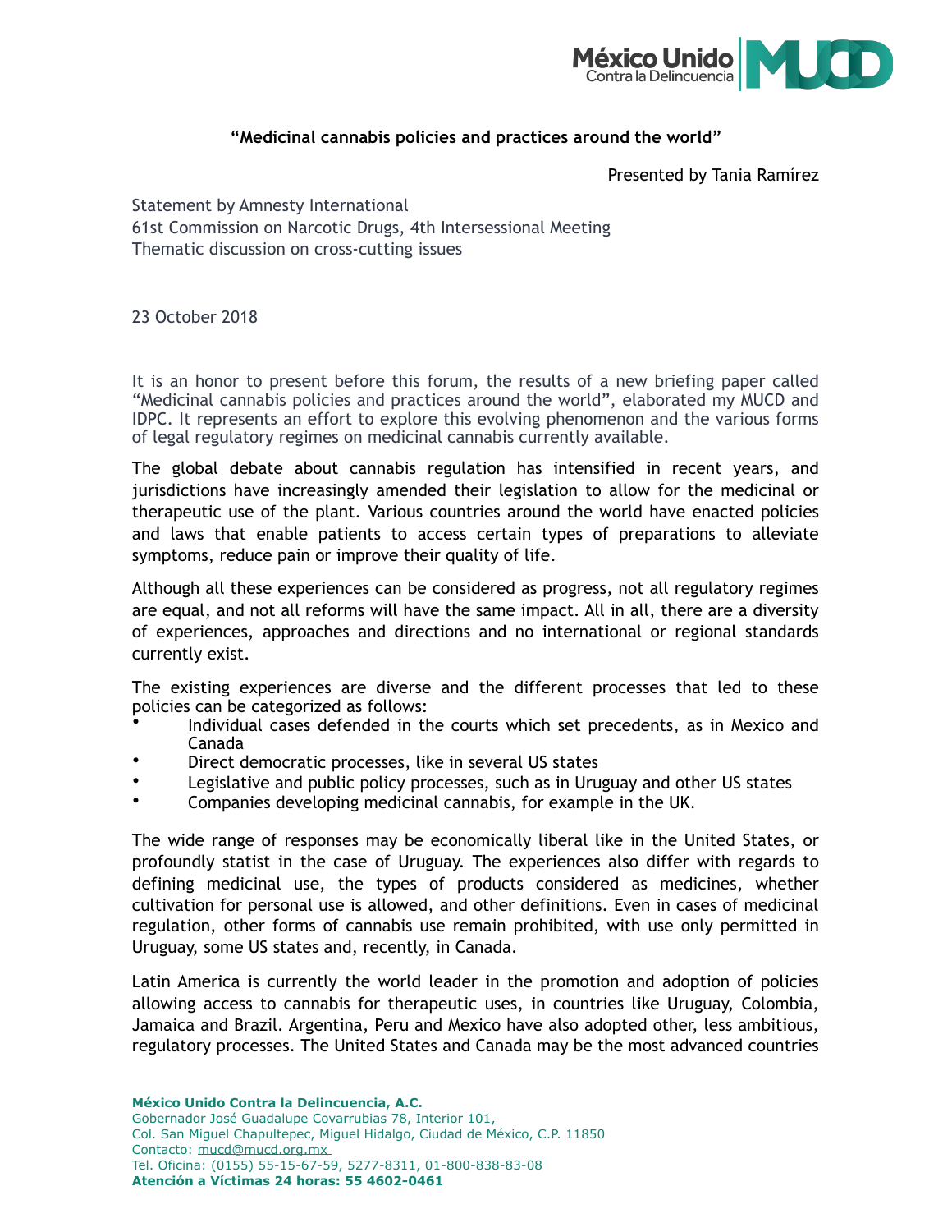**"Medicinal cannabis policies and practices around the world"**

Presented by Tania Ramírez

Statement by Amnesty International
61st Commission on Narcotic Drugs, 4th Intersessional Meeting
Thematic discussion on cross-cutting issues

23 October 2018

It is an honor to present before this forum, the results of a new briefing paper called "Medicinal cannabis policies and practices around the world", elaborated my MUCD and IDPC. It represents an effort to explore this evolving phenomenon and the various forms of legal regulatory regimes on medicinal cannabis currently available.

The global debate about cannabis regulation has intensified in recent years, and jurisdictions have increasingly amended their legislation to allow for the medicinal or therapeutic use of the plant. Various countries around the world have enacted policies and laws that enable patients to access certain types of preparations to alleviate symptoms, reduce pain or improve their quality of life.

Although all these experiences can be considered as progress, not all regulatory regimes are equal, and not all reforms will have the same impact. All in all, there are a diversity of experiences, approaches and directions and no international or regional standards currently exist.

The existing experiences are diverse and the different processes that led to these policies can be categorized as follows:

- Individual cases defended in the courts which set precedents, as in Mexico and Canada
- Direct democratic processes, like in several US states
- Legislative and public policy processes, such as in Uruguay and other US states
- Companies developing medicinal cannabis, for example in the UK.

The wide range of responses may be economically liberal like in the United States, or profoundly statist in the case of Uruguay. The experiences also differ with regards to defining medicinal use, the types of products considered as medicines, whether cultivation for personal use is allowed, and other definitions. Even in cases of medicinal regulation, other forms of cannabis use remain prohibited, with use only permitted in Uruguay, some US states and, recently, in Canada.

Latin America is currently the world leader in the promotion and adoption of policies allowing access to cannabis for therapeutic uses, in countries like Uruguay, Colombia, Jamaica and Brazil. Argentina, Peru and Mexico have also adopted other, less ambitious, regulatory processes. The United States and Canada may be the most advanced countries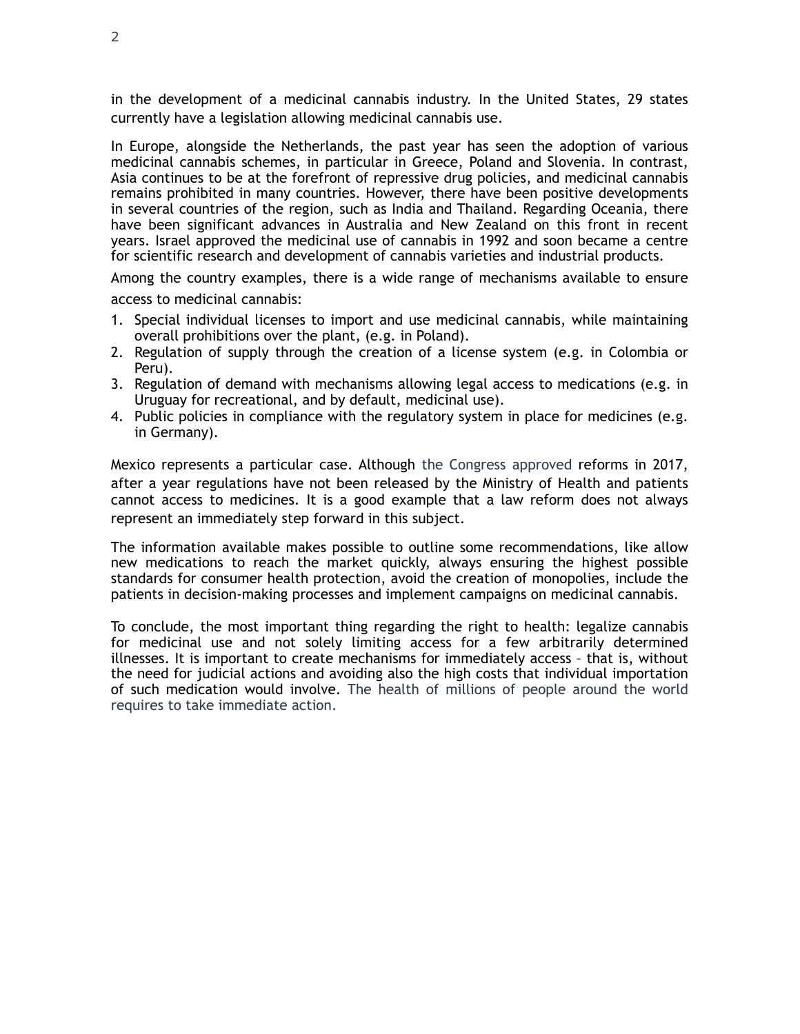in the development of a medicinal cannabis industry. In the United States, 29 states currently have a legislation allowing medicinal cannabis use.

In Europe, alongside the Netherlands, the past year has seen the adoption of various medicinal cannabis schemes, in particular in Greece, Poland and Slovenia. In contrast, Asia continues to be at the forefront of repressive drug policies, and medicinal cannabis remains prohibited in many countries. However, there have been positive developments in several countries of the region, such as India and Thailand. Regarding Oceania, there have been significant advances in Australia and New Zealand on this front in recent years. Israel approved the medicinal use of cannabis in 1992 and soon became a centre for scientific research and development of cannabis varieties and industrial products.

Among the country examples, there is a wide range of mechanisms available to ensure access to medicinal cannabis:

1. Special individual licenses to import and use medicinal cannabis, while maintaining overall prohibitions over the plant, (e.g. in Poland).
2. Regulation of supply through the creation of a license system (e.g. in Colombia or Peru).
3. Regulation of demand with mechanisms allowing legal access to medications (e.g. in Uruguay for recreational, and by default, medicinal use).
4. Public policies in compliance with the regulatory system in place for medicines (e.g. in Germany).

Mexico represents a particular case. Although the Congress approved reforms in 2017, after a year regulations have not been released by the Ministry of Health and patients cannot access to medicines. It is a good example that a law reform does not always represent an immediately step forward in this subject.

The information available makes possible to outline some recommendations, like allow new medications to reach the market quickly, always ensuring the highest possible standards for consumer health protection, avoid the creation of monopolies, include the patients in decision-making processes and implement campaigns on medicinal cannabis.

To conclude, the most important thing regarding the right to health: legalize cannabis for medicinal use and not solely limiting access for a few arbitrarily determined illnesses. It is important to create mechanisms for immediately access – that is, without the need for judicial actions and avoiding also the high costs that individual importation of such medication would involve. The health of millions of people around the world requires to take immediate action.